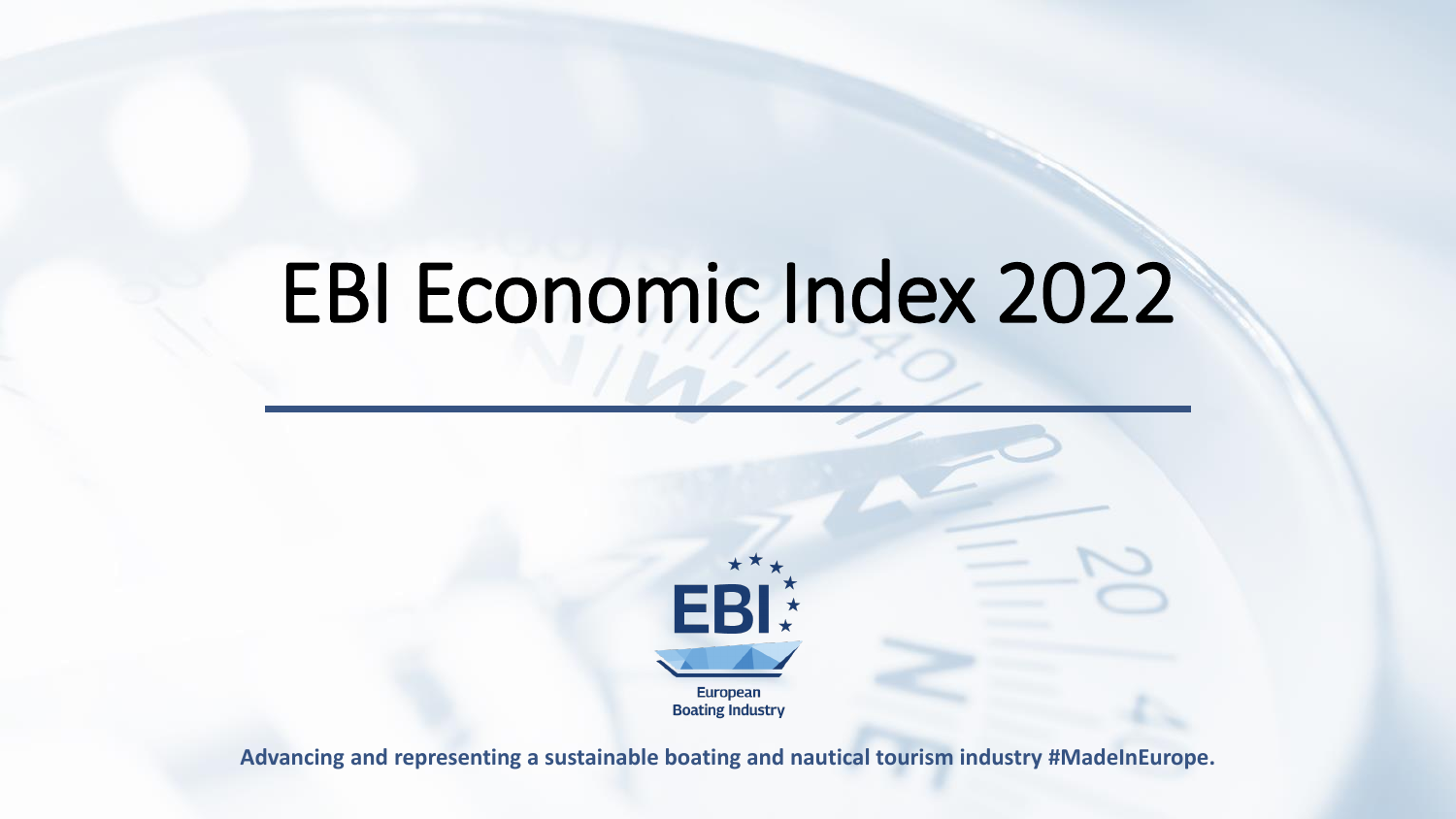# EBI Economic Index 2022

European
Boating Industry

**Advancing and representing a sustainable boating and nautical tourism industry #MadeInEurope.**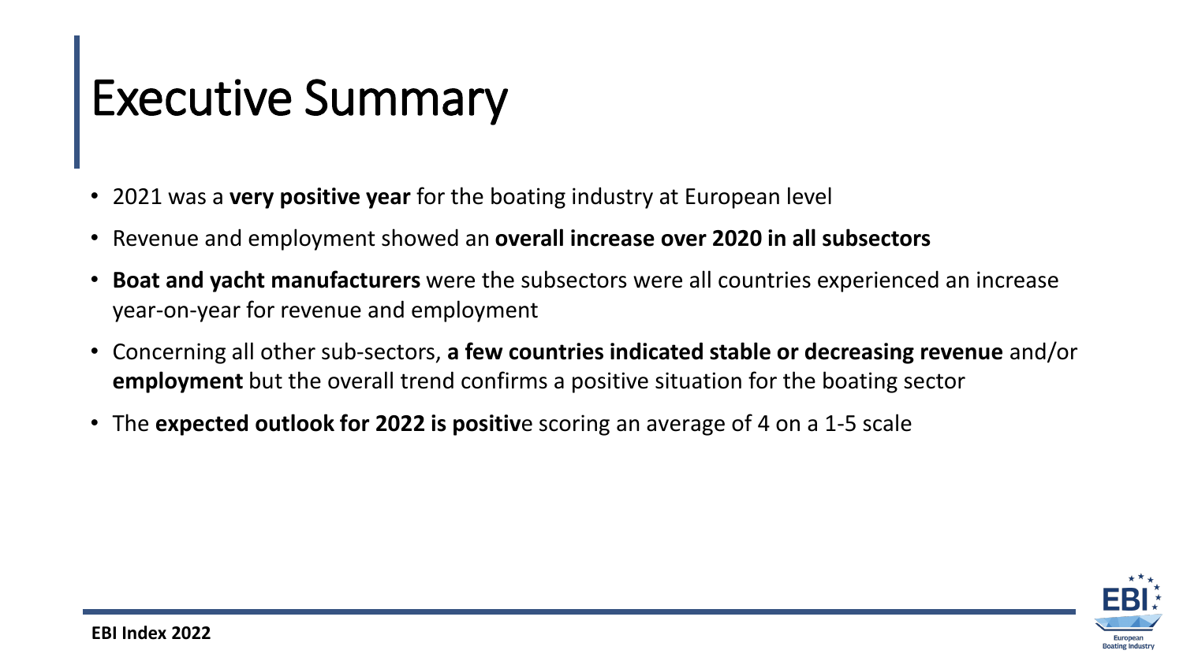# Executive Summary

- 2021 was a **very positive year** for the boating industry at European level
- Revenue and employment showed an **overall increase over 2020 in all subsectors**
- **Boat and yacht manufacturers** were the subsectors were all countries experienced an increase year-on-year for revenue and employment
- Concerning all other sub-sectors, **a few countries indicated stable or decreasing revenue** and/or **employment** but the overall trend confirms a positive situation for the boating sector
- The **expected outlook for 2022 is positiv**e scoring an average of 4 on a 1-5 scale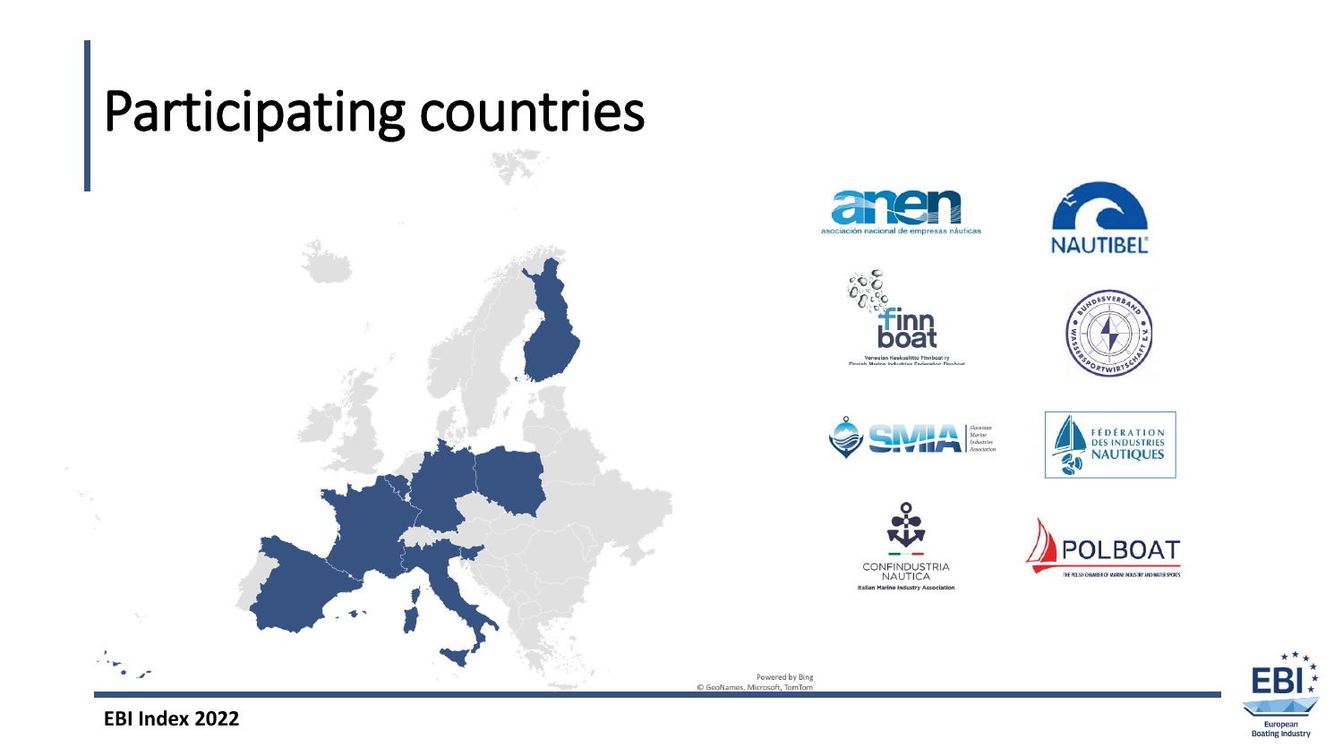# Participating countries

anen
asociación nacional de empresas náuticas

NAUTIBEL

finn boat
Venealan Keskusliitto Finnboat ry
Finnish Marine Industries Federation Finnboat

BUNDESVERBAND WASSERSPORTWIRTSCHAFT E.V.

SMIA Slovenian Marine Industries Association

FÉDÉRATION DES INDUSTRIES NAUTIQUES

CONFINDUSTRIA NAUTICA
Italian Marine Industry Association

POLBOAT
THE POLISH CHAMBER OF MARINE INDUSTRY AND WATER SPORTS

Powered by Bing
© GeoNames, Microsoft, TomTom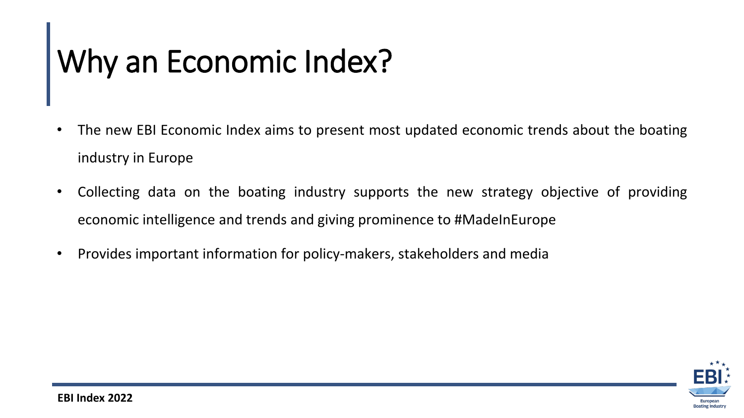# Why an Economic Index?

- The new EBI Economic Index aims to present most updated economic trends about the boating industry in Europe
- Collecting data on the boating industry supports the new strategy objective of providing economic intelligence and trends and giving prominence to #MadeInEurope
- Provides important information for policy-makers, stakeholders and media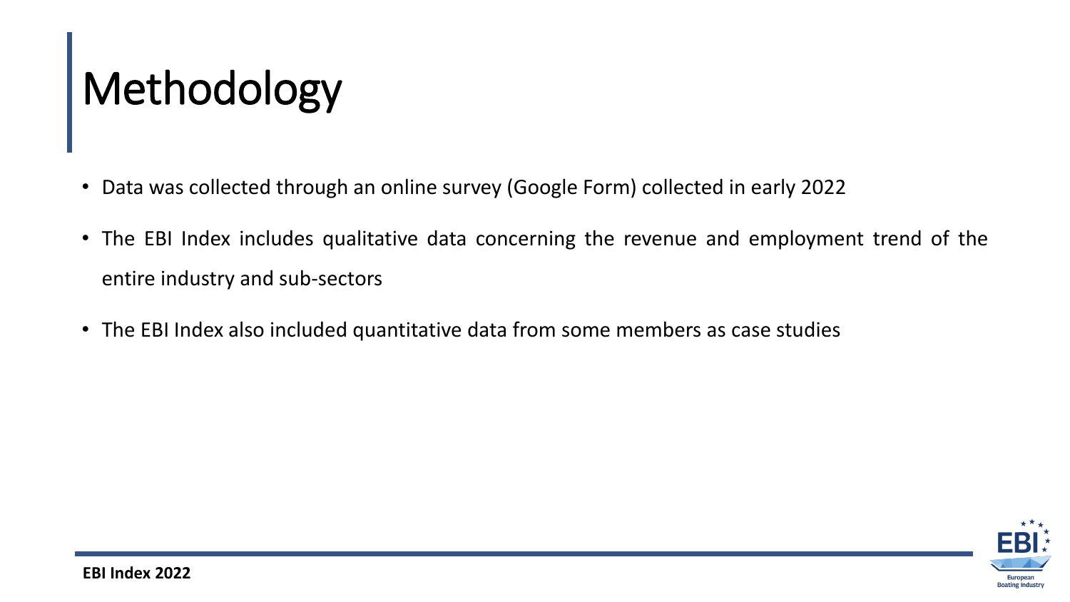# Methodology

- Data was collected through an online survey (Google Form) collected in early 2022
- The EBI Index includes qualitative data concerning the revenue and employment trend of the entire industry and sub-sectors
- The EBI Index also included quantitative data from some members as case studies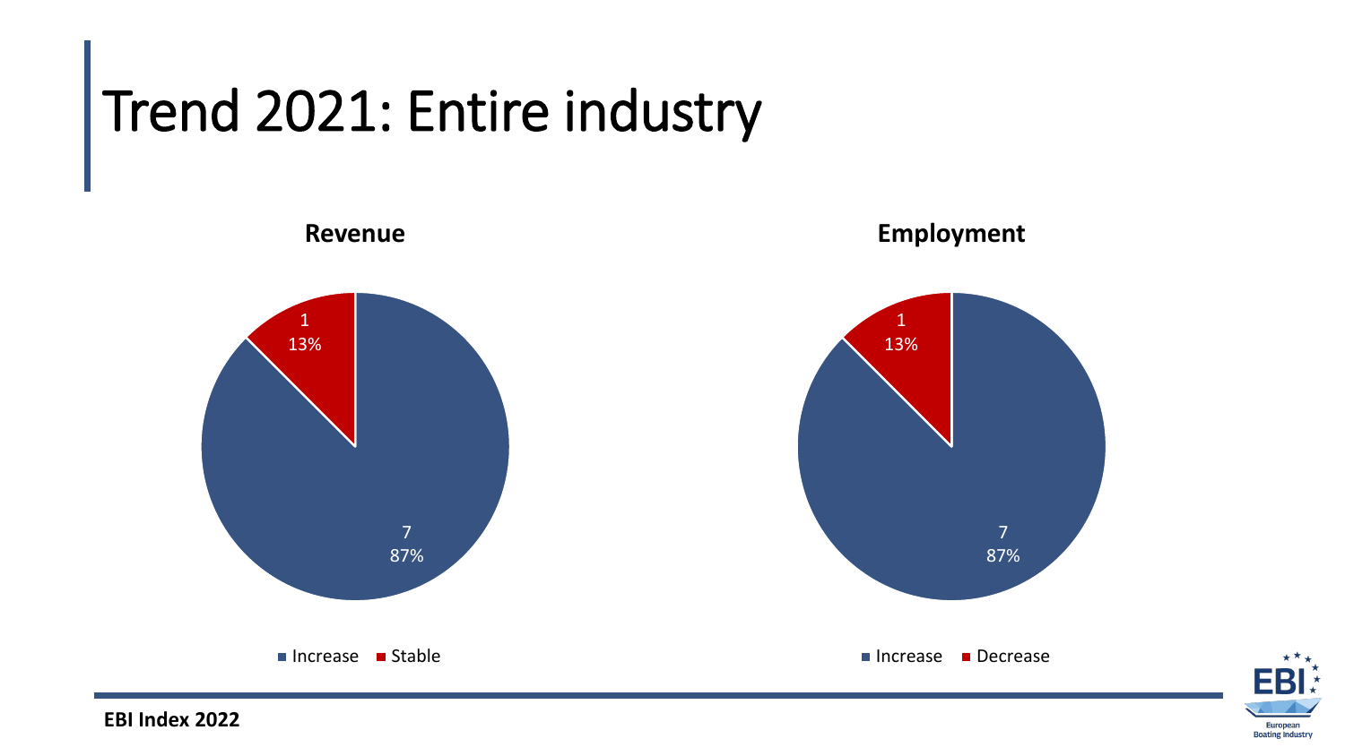# Trend 2021: Entire industry

**Revenue**

| Category | Count | Share |
|---|---|---|
| Increase | 7 | 87% |
| Stable | 1 | 13% |

**Employment**

| Category | Count | Share |
|---|---|---|
| Increase | 7 | 87% |
| Decrease | 1 | 13% |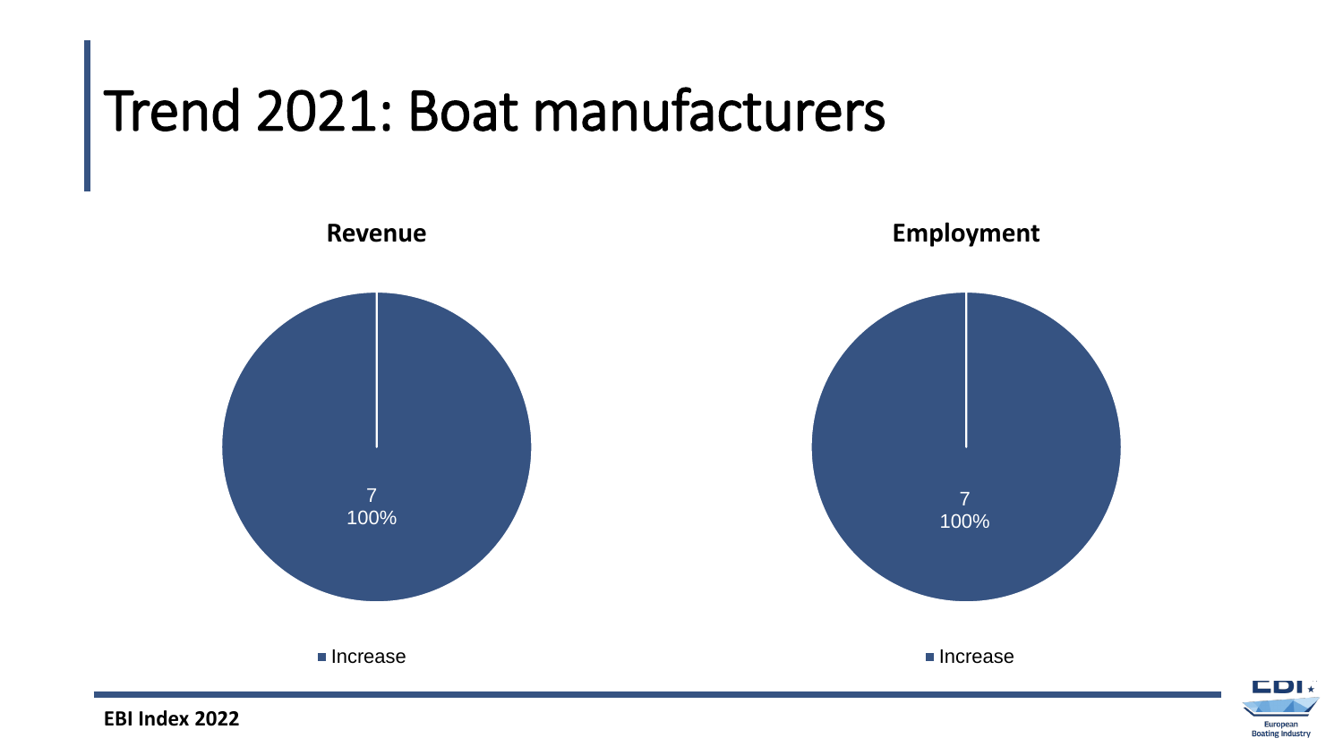# Trend 2021: Boat manufacturers

**Revenue**

7
100%

■ Increase

**Employment**

7
100%

■ Increase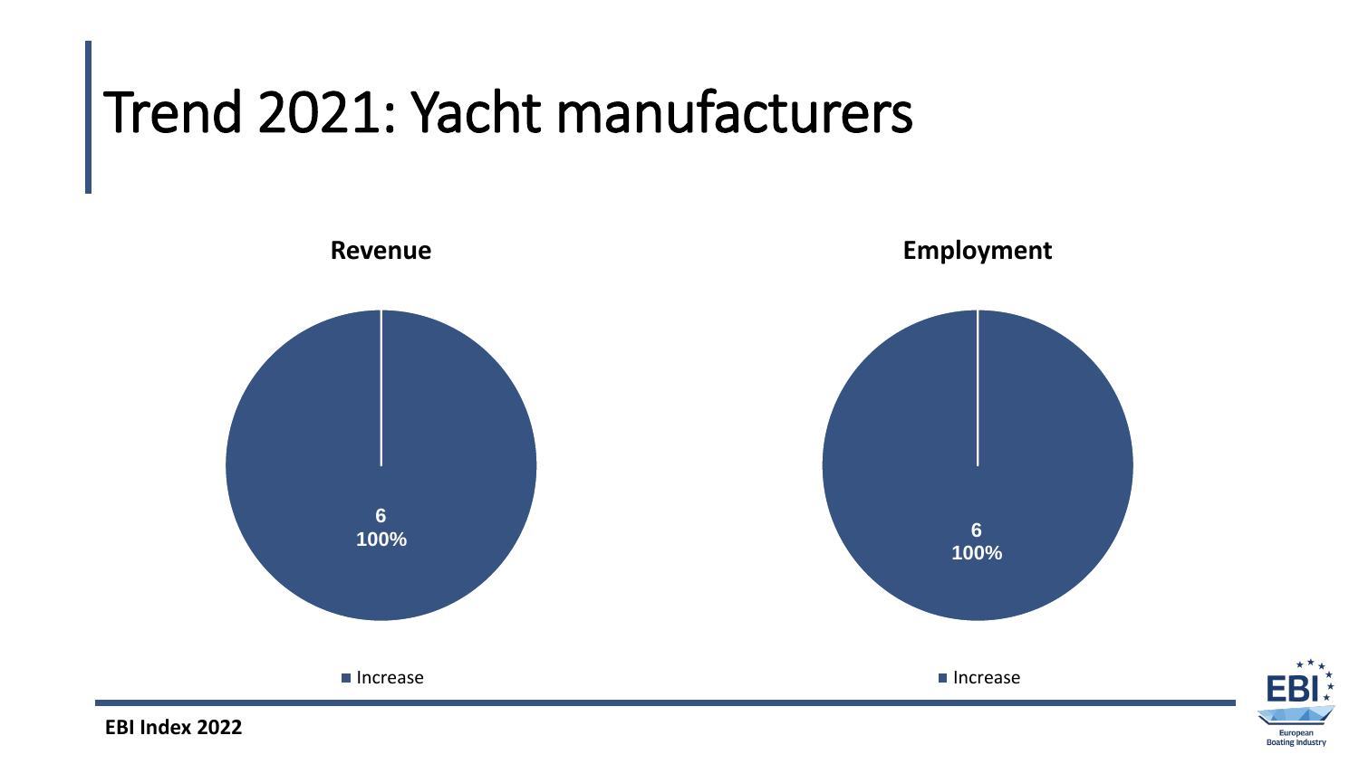# Trend 2021: Yacht manufacturers

**Revenue**

6
100%

■ Increase

**Employment**

6
100%

■ Increase

**EBI Index 2022**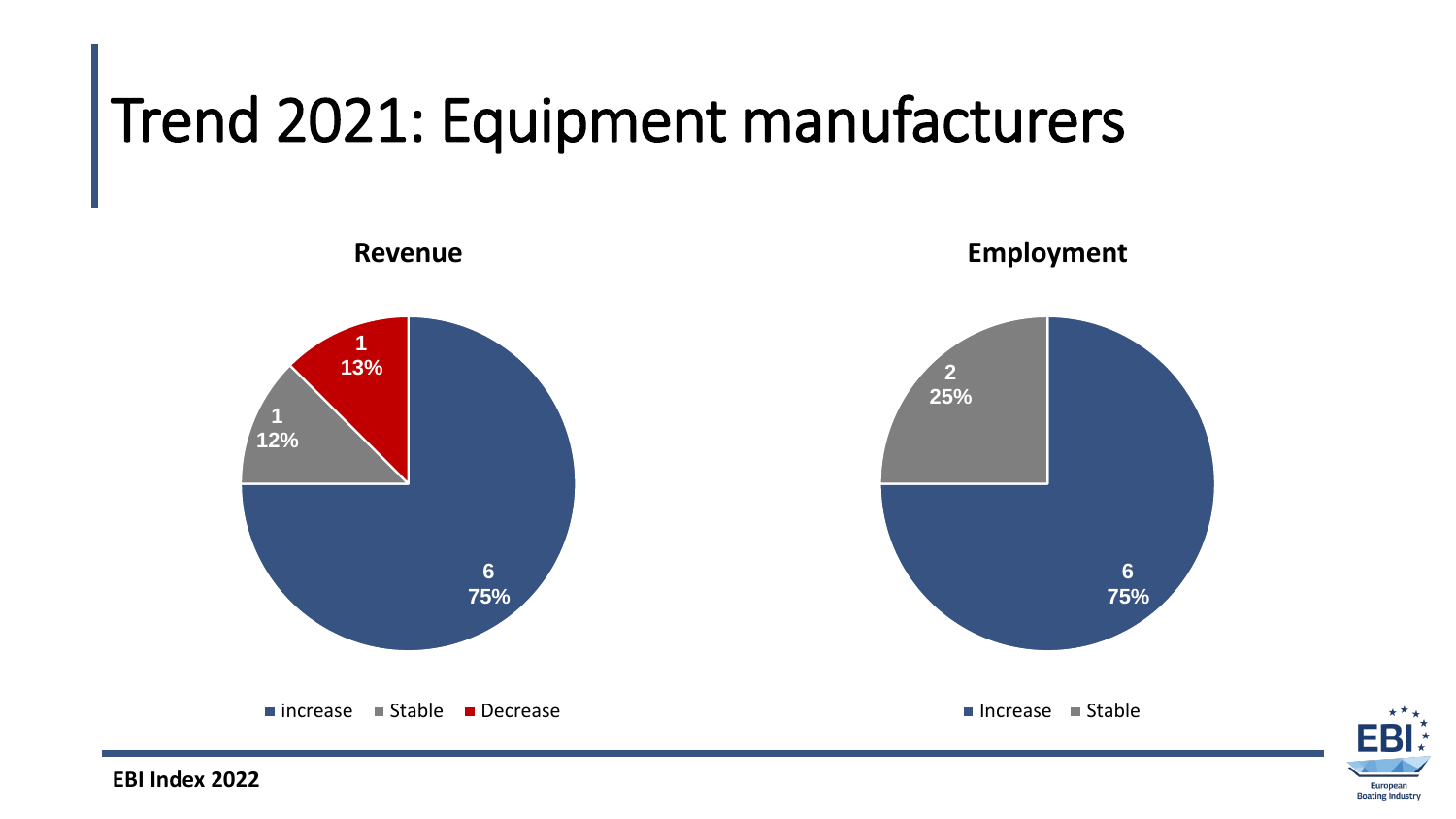# Trend 2021: Equipment manufacturers

**Revenue**

| Category | Count | Share |
|---|---|---|
| increase | 6 | 75% |
| Stable | 1 | 12% |
| Decrease | 1 | 13% |

**Employment**

| Category | Count | Share |
|---|---|---|
| Increase | 6 | 75% |
| Stable | 2 | 25% |

**EBI Index 2022**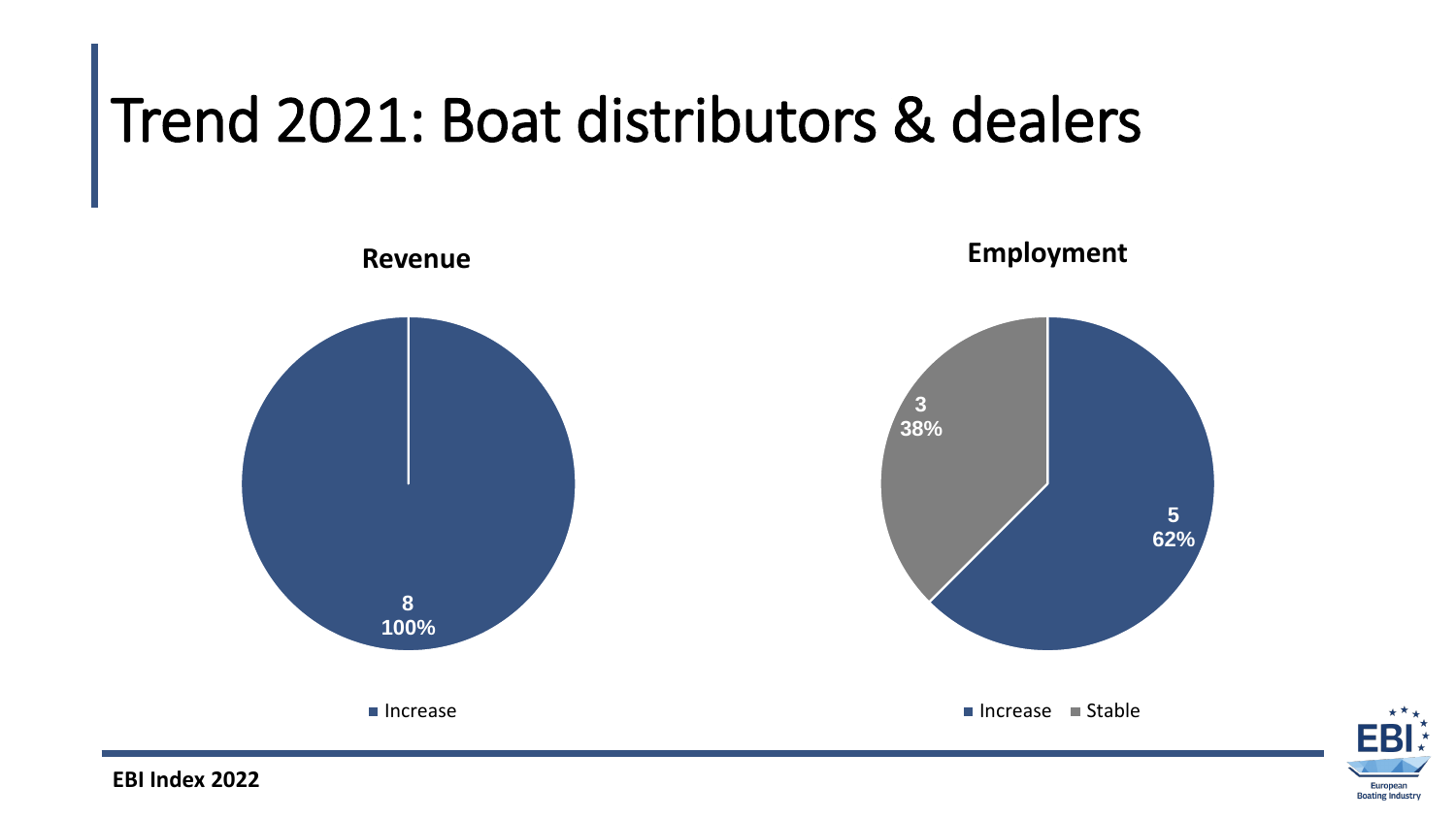# Trend 2021: Boat distributors & dealers

**Revenue**

| Category | Count | Share |
|---|---|---|
| Increase | 8 | 100% |

**Employment**

| Category | Count | Share |
|---|---|---|
| Increase | 5 | 62% |
| Stable | 3 | 38% |

**EBI Index 2022**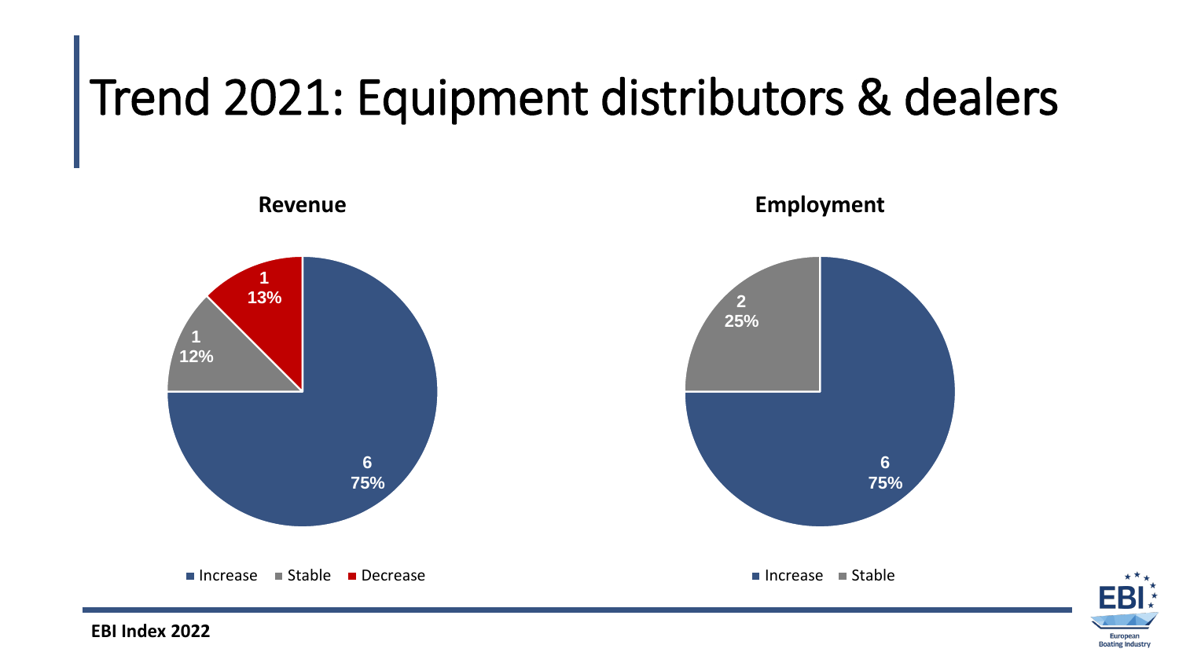# Trend 2021: Equipment distributors & dealers

**Revenue**

| Category | Count | Share |
|---|---|---|
| Increase | 6 | 75% |
| Stable | 1 | 12% |
| Decrease | 1 | 13% |

**Employment**

| Category | Count | Share |
|---|---|---|
| Increase | 6 | 75% |
| Stable | 2 | 25% |

**EBI Index 2022**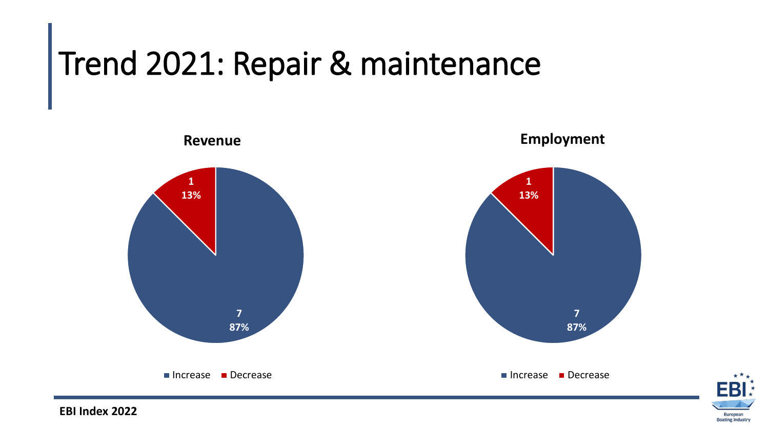# Trend 2021: Repair & maintenance

**Revenue**

- Increase: 7 (87%)
- Decrease: 1 (13%)

**Employment**

- Increase: 7 (87%)
- Decrease: 1 (13%)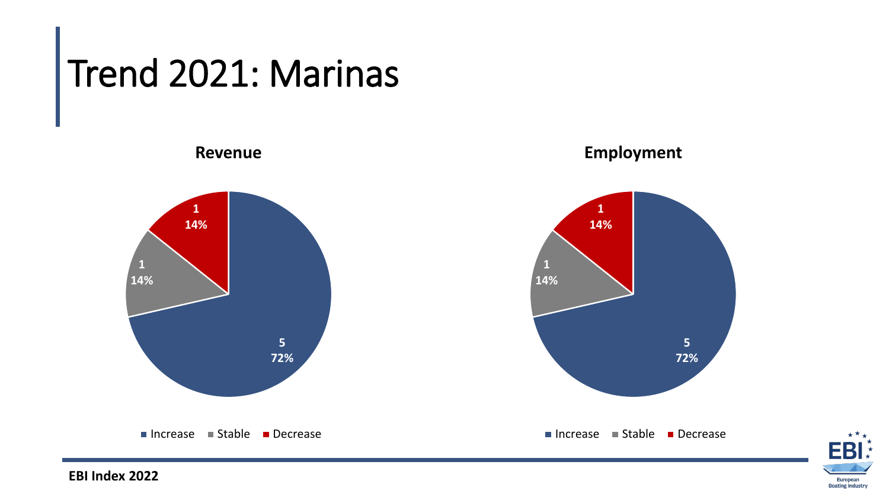# Trend 2021: Marinas

**Revenue**

| | Count | Share |
|---|---|---|
| Increase | 5 | 72% |
| Stable | 1 | 14% |
| Decrease | 1 | 14% |

**Employment**

| | Count | Share |
|---|---|---|
| Increase | 5 | 72% |
| Stable | 1 | 14% |
| Decrease | 1 | 14% |

**EBI Index 2022**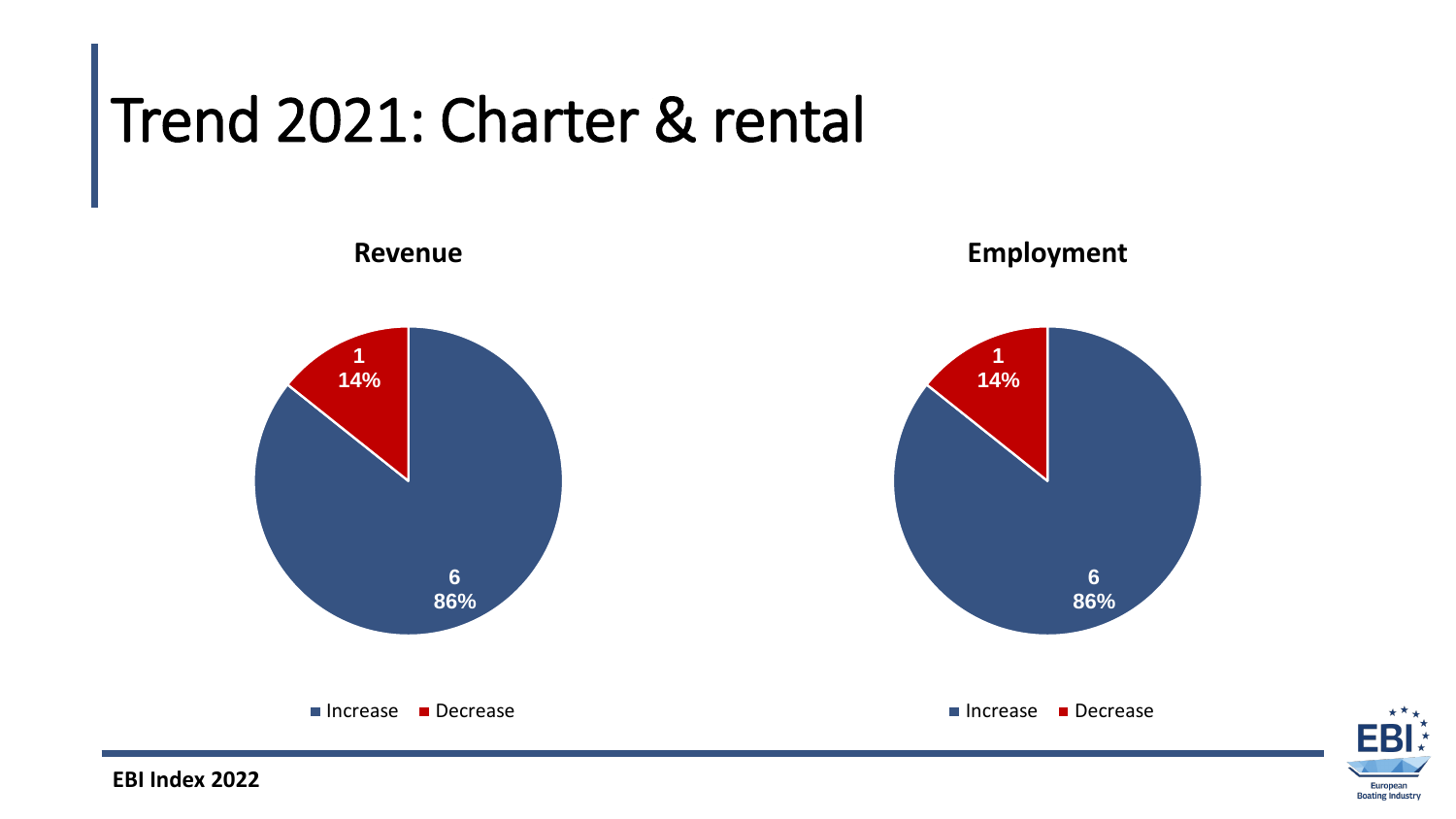# Trend 2021: Charter & rental

**Revenue**

| | Count | Share |
|---|---|---|
| Increase | 6 | 86% |
| Decrease | 1 | 14% |

**Employment**

| | Count | Share |
|---|---|---|
| Increase | 6 | 86% |
| Decrease | 1 | 14% |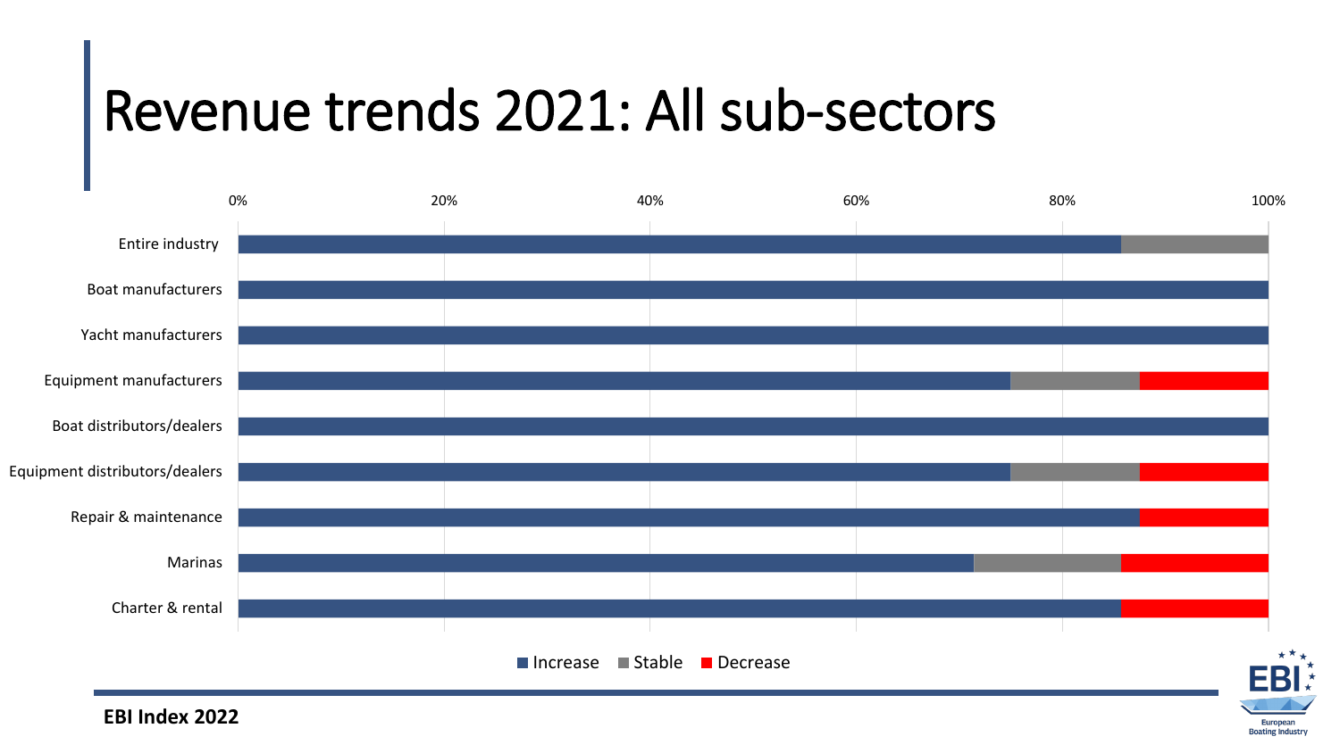# Revenue trends 2021: All sub-sectors

| | 0% | 20% | 40% | 60% | 80% | 100% |
|---|---|---|---|---|---|---|
| Entire industry | | | | | | |
| Boat manufacturers | | | | | | |
| Yacht manufacturers | | | | | | |
| Equipment manufacturers | | | | | | |
| Boat distributors/dealers | | | | | | |
| Equipment distributors/dealers | | | | | | |
| Repair & maintenance | | | | | | |
| Marinas | | | | | | |
| Charter & rental | | | | | | |

Increase | Stable | Decrease

**EBI Index 2022**

EBI European Boating Industry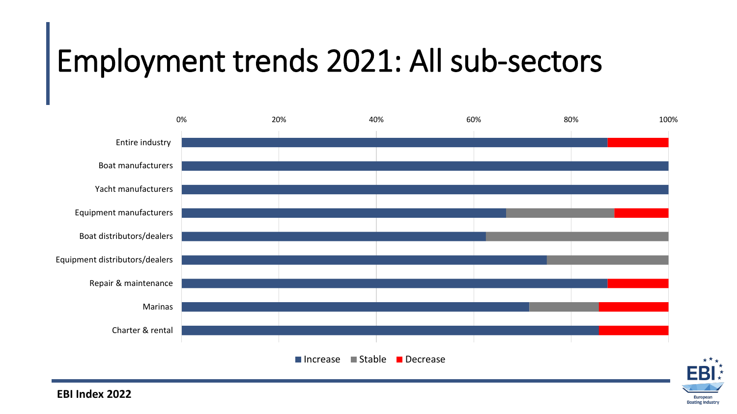# Employment trends 2021: All sub-sectors

Increase / Stable / Decrease

- Entire industry
- Boat manufacturers
- Yacht manufacturers
- Equipment manufacturers
- Boat distributors/dealers
- Equipment distributors/dealers
- Repair & maintenance
- Marinas
- Charter & rental

0% 20% 40% 60% 80% 100%

EBI Index 2022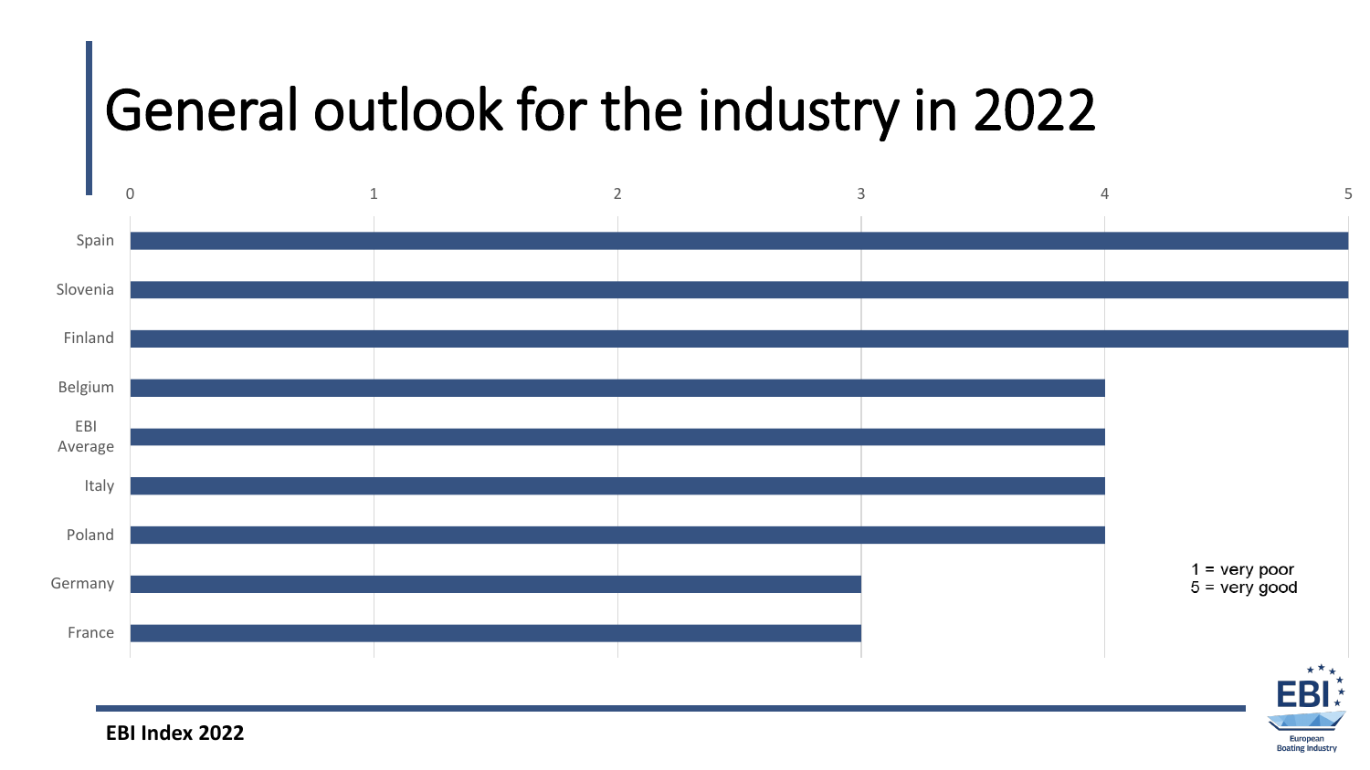# General outlook for the industry in 2022

| Country | Score |
|---|---|
| Spain | 5 |
| Slovenia | 5 |
| Finland | 5 |
| Belgium | 4 |
| EBI Average | 4 |
| Italy | 4 |
| Poland | 4 |
| Germany | 3 |
| France | 3 |

1 = very poor
5 = very good

**EBI Index 2022**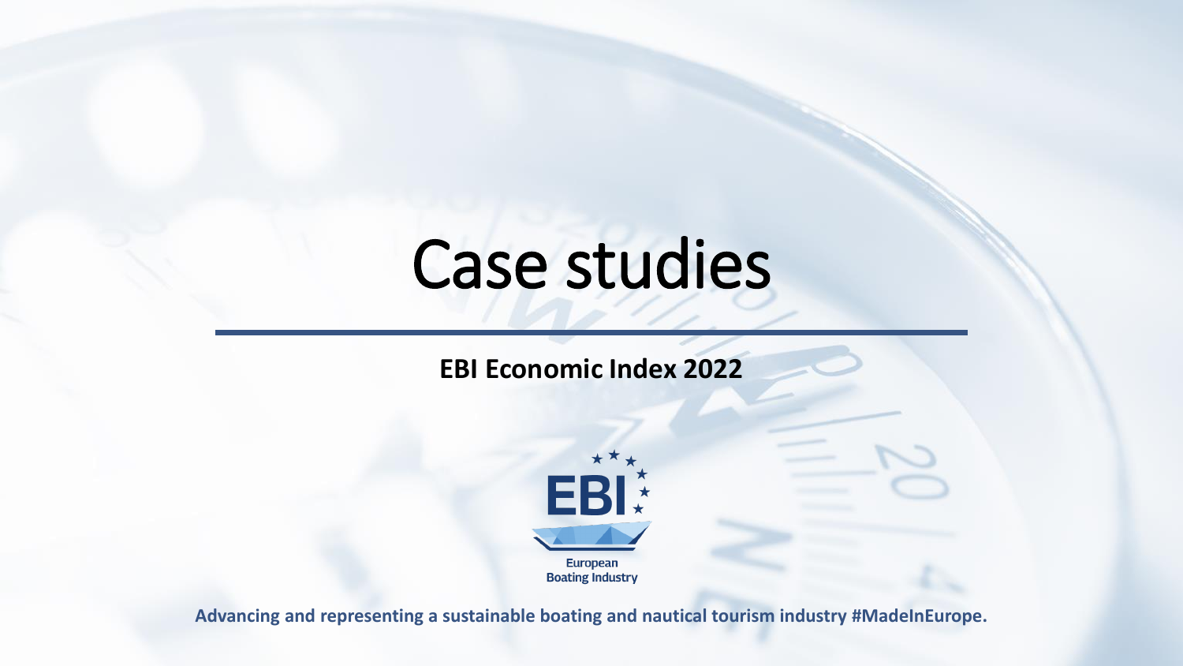# Case studies

**EBI Economic Index 2022**

European Boating Industry

**Advancing and representing a sustainable boating and nautical tourism industry #MadeInEurope.**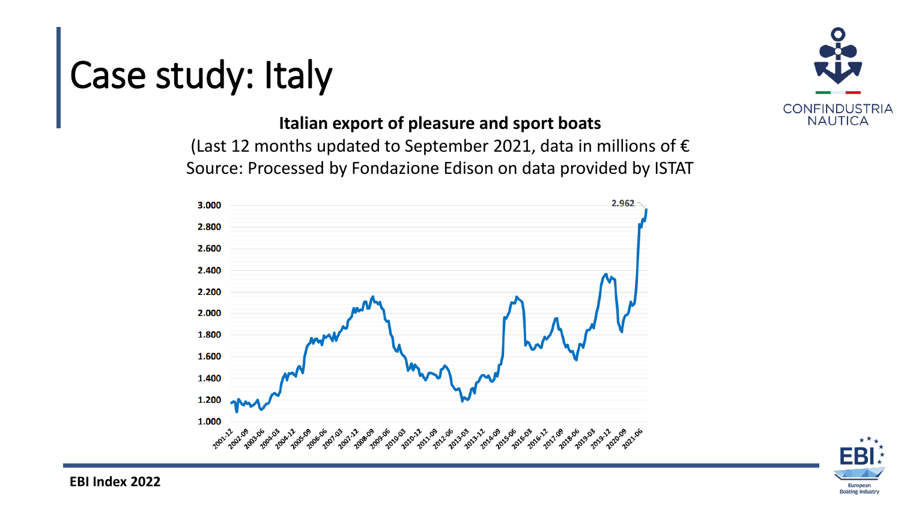# Case study: Italy

**Italian export of pleasure and sport boats**

(Last 12 months updated to September 2021, data in millions of €
Source: Processed by Fondazione Edison on data provided by ISTAT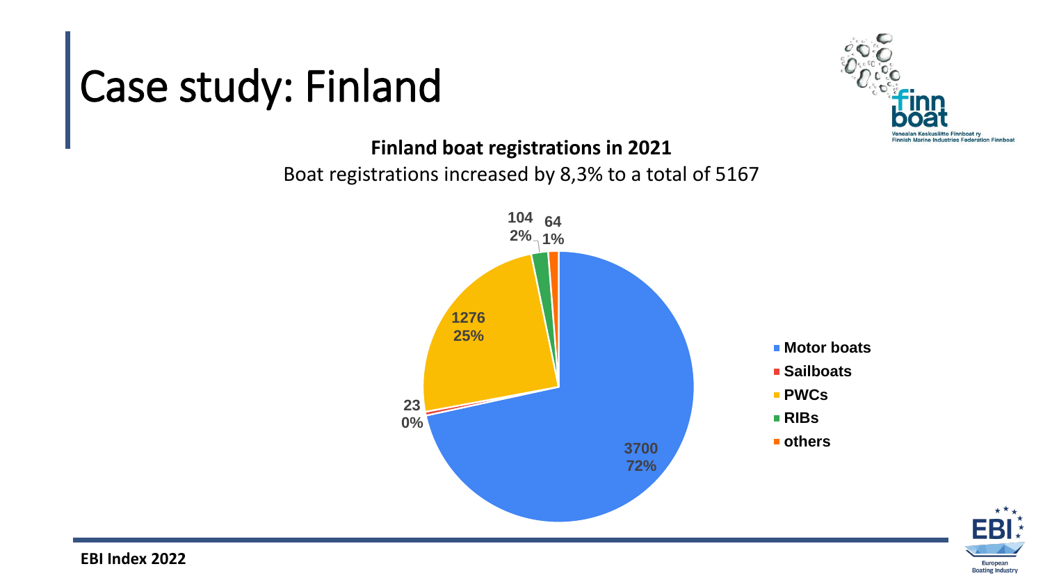# Case study: Finland

**Finland boat registrations in 2021**

Boat registrations increased by 8,3% to a total of 5167

| Category | Registrations | Share |
|---|---|---|
| Motor boats | 3700 | 72% |
| Sailboats | 23 | 0% |
| PWCs | 1276 | 25% |
| RIBs | 104 | 2% |
| others | 64 | 1% |

**EBI Index 2022**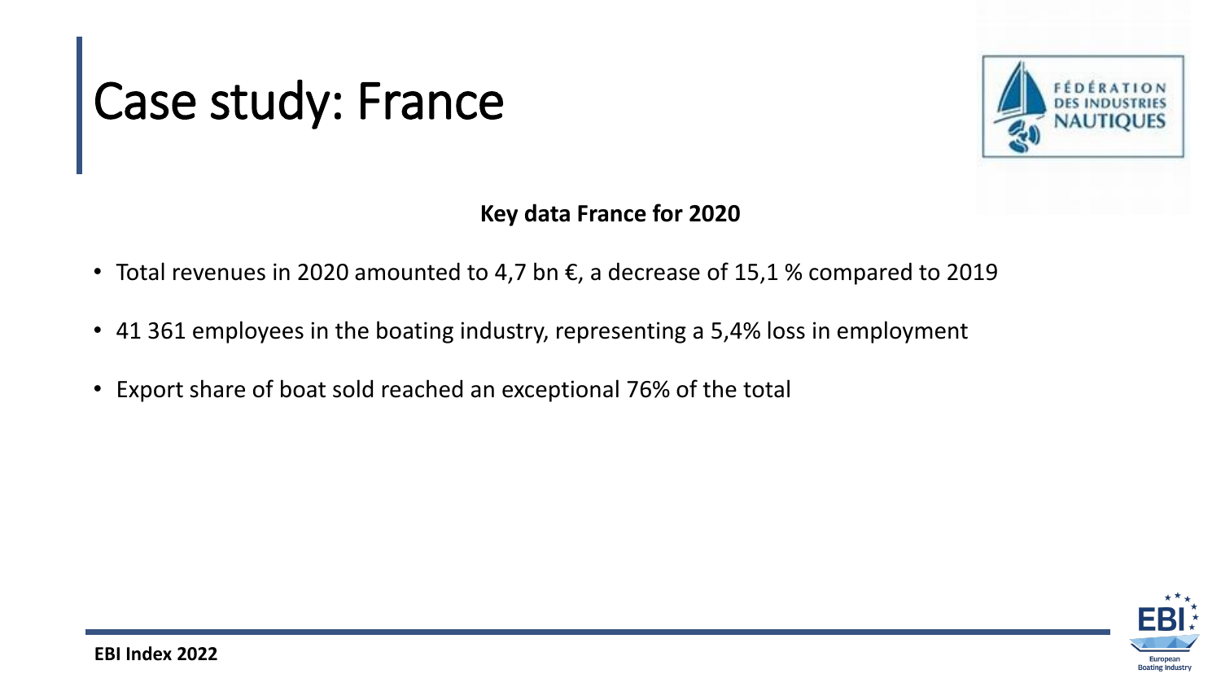# Case study: France

**Key data France for 2020**

- Total revenues in 2020 amounted to 4,7 bn €, a decrease of 15,1 % compared to 2019
- 41 361 employees in the boating industry, representing a 5,4% loss in employment
- Export share of boat sold reached an exceptional 76% of the total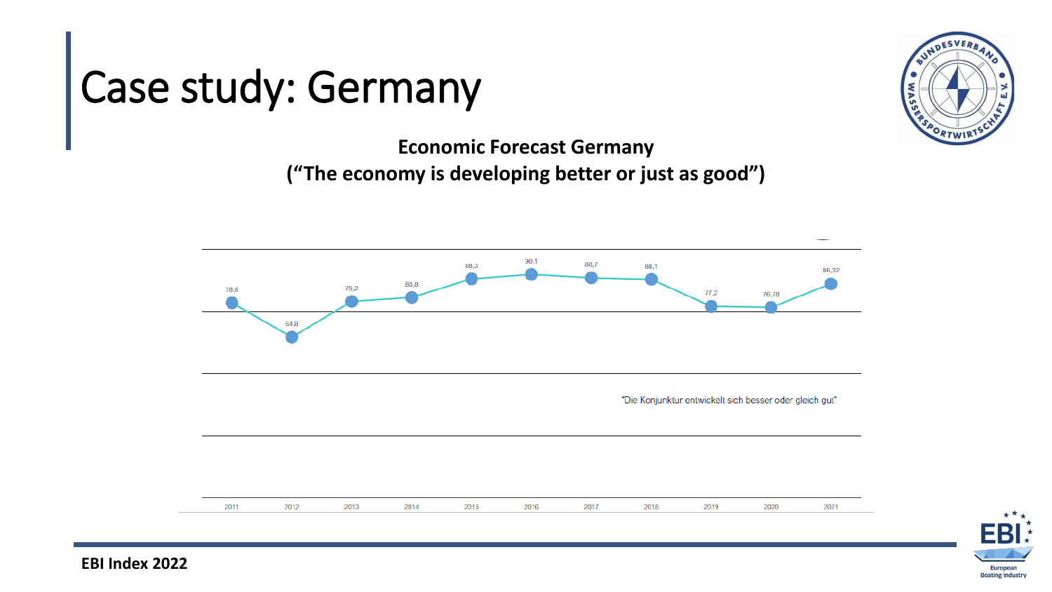# Case study: Germany

**Economic Forecast Germany**
**("The economy is developing better or just as good")**

| 2011 | 2012 | 2013 | 2014 | 2015 | 2016 | 2017 | 2018 | 2019 | 2020 | 2021 |
|---|---|---|---|---|---|---|---|---|---|---|
| 78,6 | 64,8 | 79,2 | 80,8 | 88,3 | 90,1 | 88,7 | 88,1 | 77,2 | 76,78 | 86,32 |

"Die Konjunktur entwickelt sich besser oder gleich gut"

**EBI Index 2022**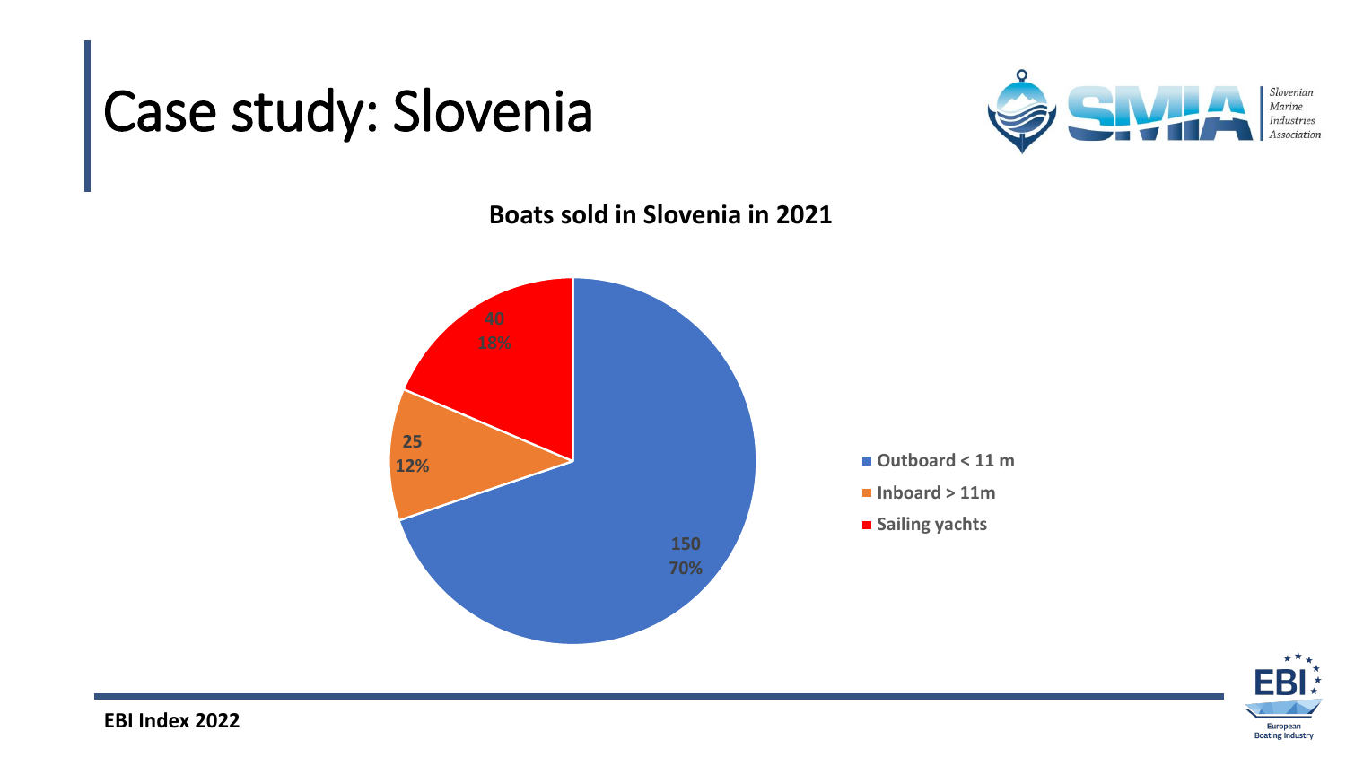# Case study: Slovenia

Slovenian Marine Industries Association

**Boats sold in Slovenia in 2021**

| Category | Boats sold | Share |
|---|---|---|
| Outboard < 11 m | 150 | 70% |
| Inboard > 11m | 25 | 12% |
| Sailing yachts | 40 | 18% |

**EBI Index 2022**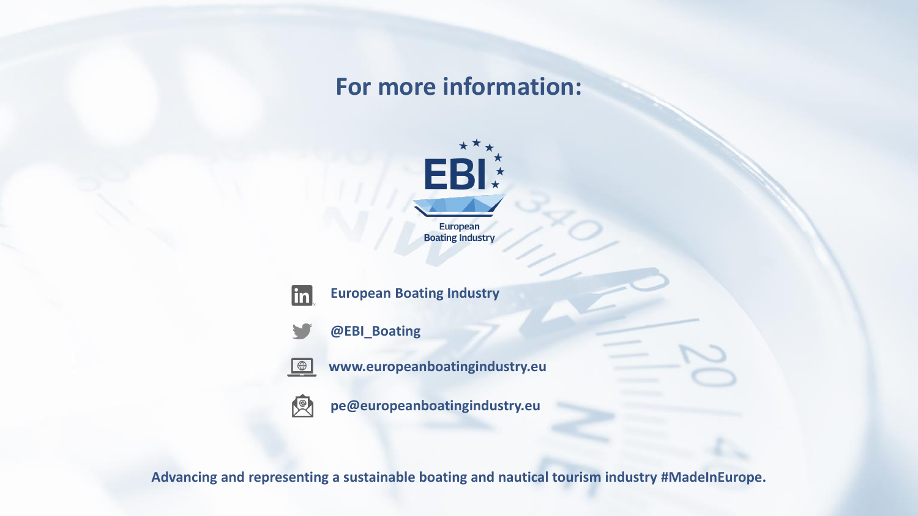# For more information:

European Boating Industry

European Boating Industry

@EBI_Boating

www.europeanboatingindustry.eu

pe@europeanboatingindustry.eu

**Advancing and representing a sustainable boating and nautical tourism industry #MadeInEurope.**